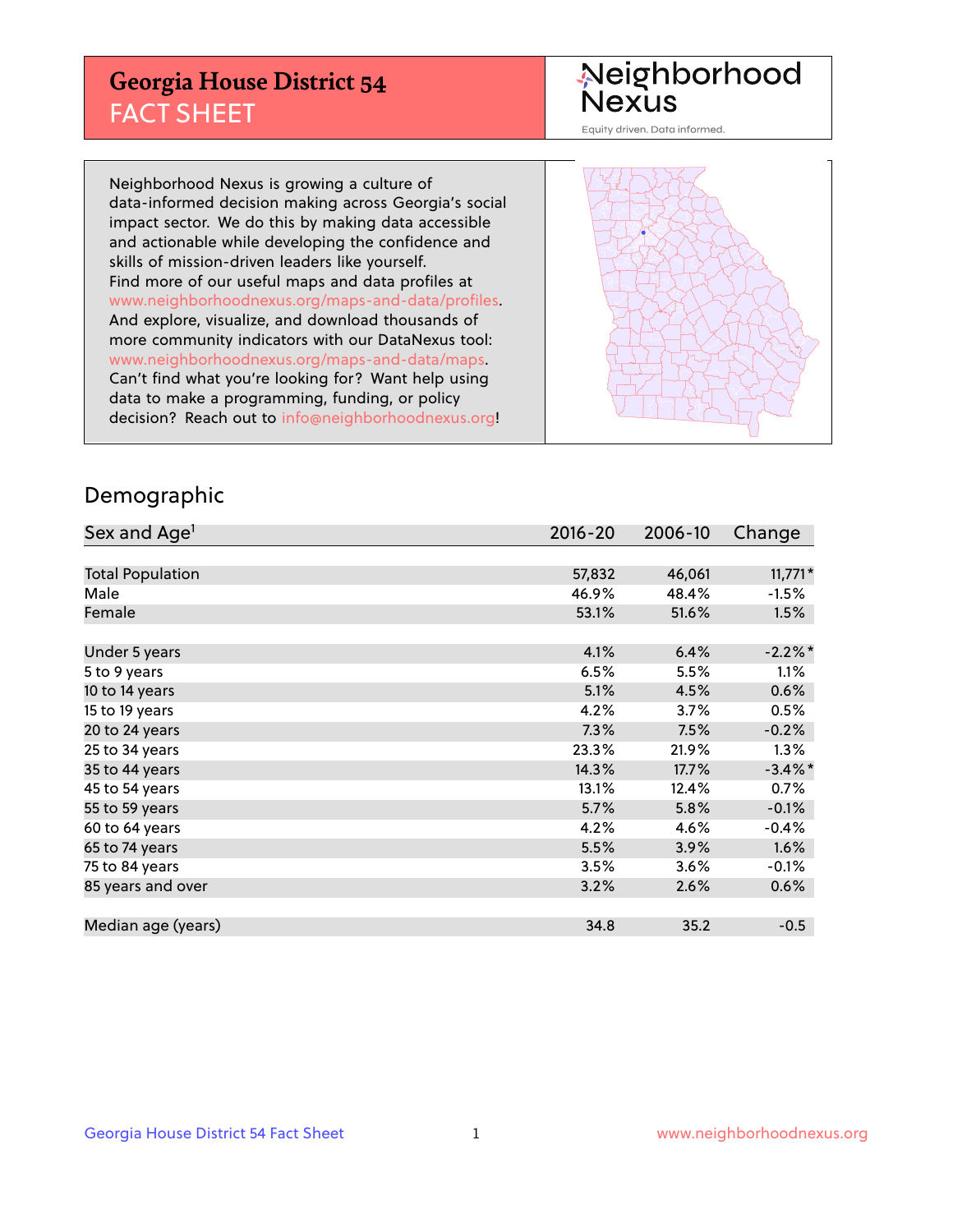# Georgia House District 54
## FACT SHEET

Neighborhood Nexus

Equity driven. Data informed.

Neighborhood Nexus is growing a culture of data-informed decision making across Georgia's social impact sector. We do this by making data accessible and actionable while developing the confidence and skills of mission-driven leaders like yourself. Find more of our useful maps and data profiles at www.neighborhoodnexus.org/maps-and-data/profiles. And explore, visualize, and download thousands of more community indicators with our DataNexus tool: www.neighborhoodnexus.org/maps-and-data/maps. Can't find what you're looking for? Want help using data to make a programming, funding, or policy decision? Reach out to info@neighborhoodnexus.org!

## Demographic

| Sex and Age[1] | 2016-20 | 2006-10 | Change |
|---|---|---|---|
| Total Population | 57,832 | 46,061 | 11,771* |
| Male | 46.9% | 48.4% | -1.5% |
| Female | 53.1% | 51.6% | 1.5% |
| | | | |
| Under 5 years | 4.1% | 6.4% | -2.2%* |
| 5 to 9 years | 6.5% | 5.5% | 1.1% |
| 10 to 14 years | 5.1% | 4.5% | 0.6% |
| 15 to 19 years | 4.2% | 3.7% | 0.5% |
| 20 to 24 years | 7.3% | 7.5% | -0.2% |
| 25 to 34 years | 23.3% | 21.9% | 1.3% |
| 35 to 44 years | 14.3% | 17.7% | -3.4%* |
| 45 to 54 years | 13.1% | 12.4% | 0.7% |
| 55 to 59 years | 5.7% | 5.8% | -0.1% |
| 60 to 64 years | 4.2% | 4.6% | -0.4% |
| 65 to 74 years | 5.5% | 3.9% | 1.6% |
| 75 to 84 years | 3.5% | 3.6% | -0.1% |
| 85 years and over | 3.2% | 2.6% | 0.6% |
| | | | |
| Median age (years) | 34.8 | 35.2 | -0.5 |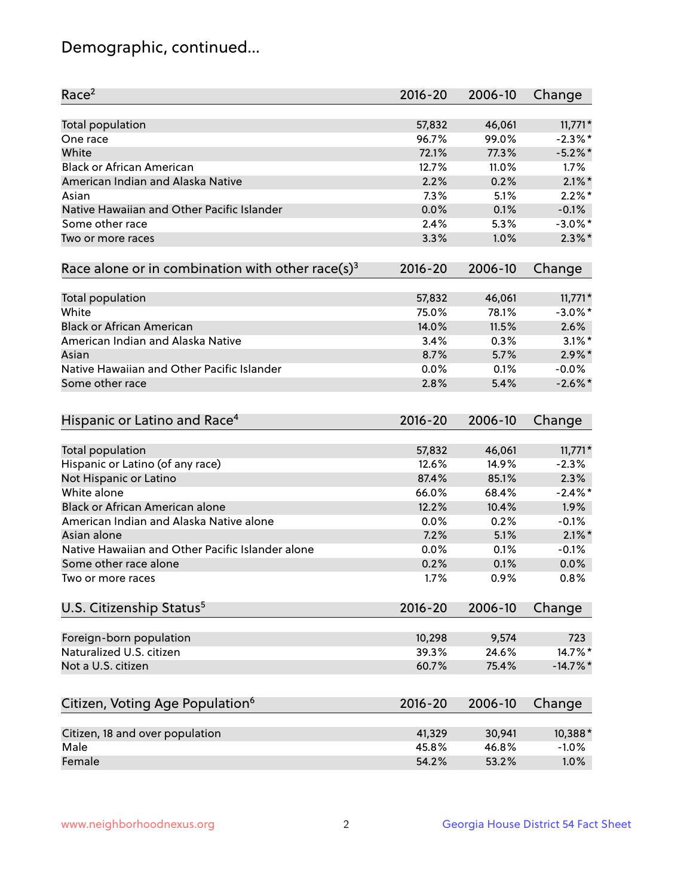# Demographic, continued...

| Race[2] | 2016-20 | 2006-10 | Change |
|---|---|---|---|
| Total population | 57,832 | 46,061 | 11,771* |
| One race | 96.7% | 99.0% | -2.3%* |
| White | 72.1% | 77.3% | -5.2%* |
| Black or African American | 12.7% | 11.0% | 1.7% |
| American Indian and Alaska Native | 2.2% | 0.2% | 2.1%* |
| Asian | 7.3% | 5.1% | 2.2%* |
| Native Hawaiian and Other Pacific Islander | 0.0% | 0.1% | -0.1% |
| Some other race | 2.4% | 5.3% | -3.0%* |
| Two or more races | 3.3% | 1.0% | 2.3%* |

| Race alone or in combination with other race(s)[3] | 2016-20 | 2006-10 | Change |
|---|---|---|---|
| Total population | 57,832 | 46,061 | 11,771* |
| White | 75.0% | 78.1% | -3.0%* |
| Black or African American | 14.0% | 11.5% | 2.6% |
| American Indian and Alaska Native | 3.4% | 0.3% | 3.1%* |
| Asian | 8.7% | 5.7% | 2.9%* |
| Native Hawaiian and Other Pacific Islander | 0.0% | 0.1% | -0.0% |
| Some other race | 2.8% | 5.4% | -2.6%* |

| Hispanic or Latino and Race[4] | 2016-20 | 2006-10 | Change |
|---|---|---|---|
| Total population | 57,832 | 46,061 | 11,771* |
| Hispanic or Latino (of any race) | 12.6% | 14.9% | -2.3% |
| Not Hispanic or Latino | 87.4% | 85.1% | 2.3% |
| White alone | 66.0% | 68.4% | -2.4%* |
| Black or African American alone | 12.2% | 10.4% | 1.9% |
| American Indian and Alaska Native alone | 0.0% | 0.2% | -0.1% |
| Asian alone | 7.2% | 5.1% | 2.1%* |
| Native Hawaiian and Other Pacific Islander alone | 0.0% | 0.1% | -0.1% |
| Some other race alone | 0.2% | 0.1% | 0.0% |
| Two or more races | 1.7% | 0.9% | 0.8% |

| U.S. Citizenship Status[5] | 2016-20 | 2006-10 | Change |
|---|---|---|---|
| Foreign-born population | 10,298 | 9,574 | 723 |
| Naturalized U.S. citizen | 39.3% | 24.6% | 14.7%* |
| Not a U.S. citizen | 60.7% | 75.4% | -14.7%* |

| Citizen, Voting Age Population[6] | 2016-20 | 2006-10 | Change |
|---|---|---|---|
| Citizen, 18 and over population | 41,329 | 30,941 | 10,388* |
| Male | 45.8% | 46.8% | -1.0% |
| Female | 54.2% | 53.2% | 1.0% |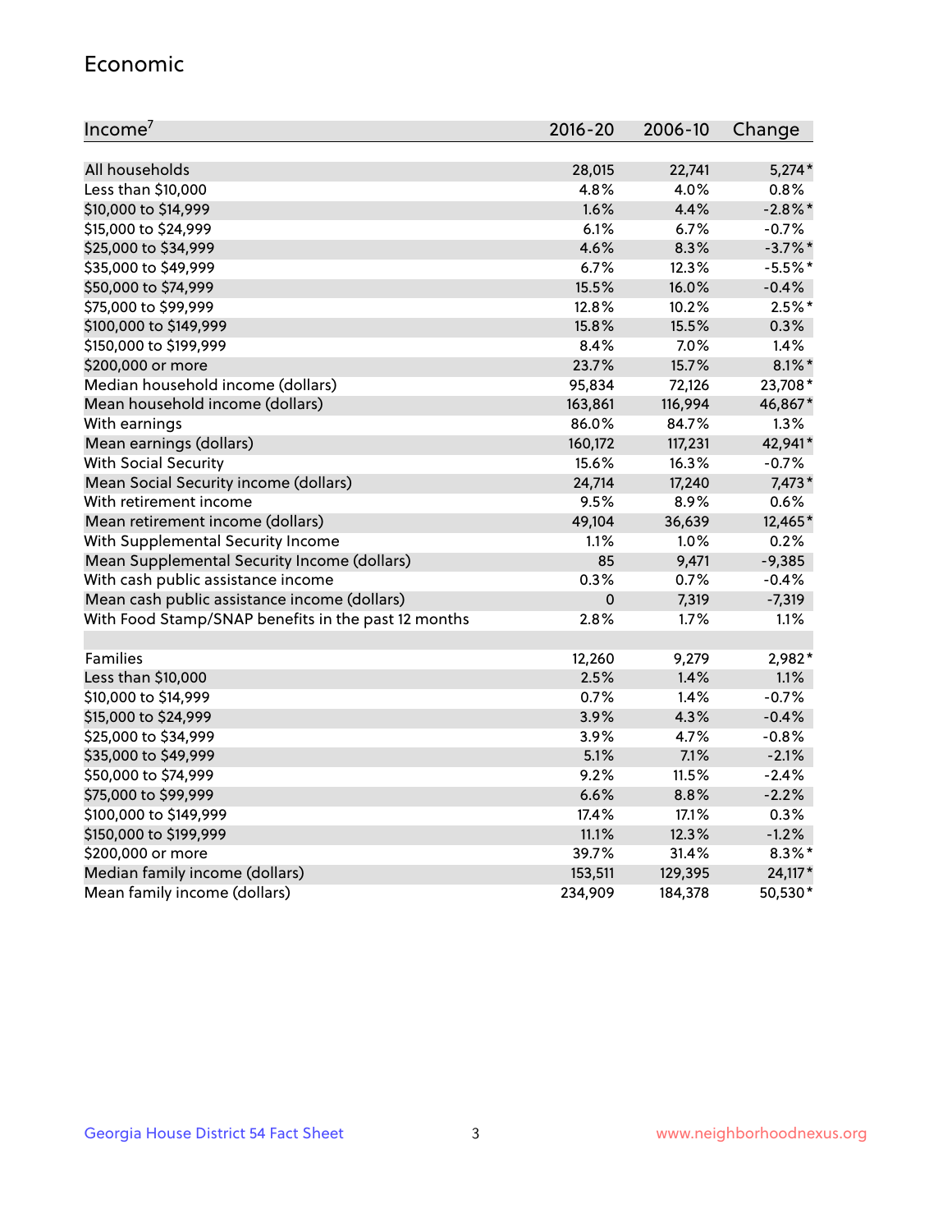## Economic

| Income[7] | 2016-20 | 2006-10 | Change |
|---|---|---|---|
| All households | 28,015 | 22,741 | 5,274* |
| Less than $10,000 | 4.8% | 4.0% | 0.8% |
| $10,000 to $14,999 | 1.6% | 4.4% | -2.8%* |
| $15,000 to $24,999 | 6.1% | 6.7% | -0.7% |
| $25,000 to $34,999 | 4.6% | 8.3% | -3.7%* |
| $35,000 to $49,999 | 6.7% | 12.3% | -5.5%* |
| $50,000 to $74,999 | 15.5% | 16.0% | -0.4% |
| $75,000 to $99,999 | 12.8% | 10.2% | 2.5%* |
| $100,000 to $149,999 | 15.8% | 15.5% | 0.3% |
| $150,000 to $199,999 | 8.4% | 7.0% | 1.4% |
| $200,000 or more | 23.7% | 15.7% | 8.1%* |
| Median household income (dollars) | 95,834 | 72,126 | 23,708* |
| Mean household income (dollars) | 163,861 | 116,994 | 46,867* |
| With earnings | 86.0% | 84.7% | 1.3% |
| Mean earnings (dollars) | 160,172 | 117,231 | 42,941* |
| With Social Security | 15.6% | 16.3% | -0.7% |
| Mean Social Security income (dollars) | 24,714 | 17,240 | 7,473* |
| With retirement income | 9.5% | 8.9% | 0.6% |
| Mean retirement income (dollars) | 49,104 | 36,639 | 12,465* |
| With Supplemental Security Income | 1.1% | 1.0% | 0.2% |
| Mean Supplemental Security Income (dollars) | 85 | 9,471 | -9,385 |
| With cash public assistance income | 0.3% | 0.7% | -0.4% |
| Mean cash public assistance income (dollars) | 0 | 7,319 | -7,319 |
| With Food Stamp/SNAP benefits in the past 12 months | 2.8% | 1.7% | 1.1% |
| | | | |
| Families | 12,260 | 9,279 | 2,982* |
| Less than $10,000 | 2.5% | 1.4% | 1.1% |
| $10,000 to $14,999 | 0.7% | 1.4% | -0.7% |
| $15,000 to $24,999 | 3.9% | 4.3% | -0.4% |
| $25,000 to $34,999 | 3.9% | 4.7% | -0.8% |
| $35,000 to $49,999 | 5.1% | 7.1% | -2.1% |
| $50,000 to $74,999 | 9.2% | 11.5% | -2.4% |
| $75,000 to $99,999 | 6.6% | 8.8% | -2.2% |
| $100,000 to $149,999 | 17.4% | 17.1% | 0.3% |
| $150,000 to $199,999 | 11.1% | 12.3% | -1.2% |
| $200,000 or more | 39.7% | 31.4% | 8.3%* |
| Median family income (dollars) | 153,511 | 129,395 | 24,117* |
| Mean family income (dollars) | 234,909 | 184,378 | 50,530* |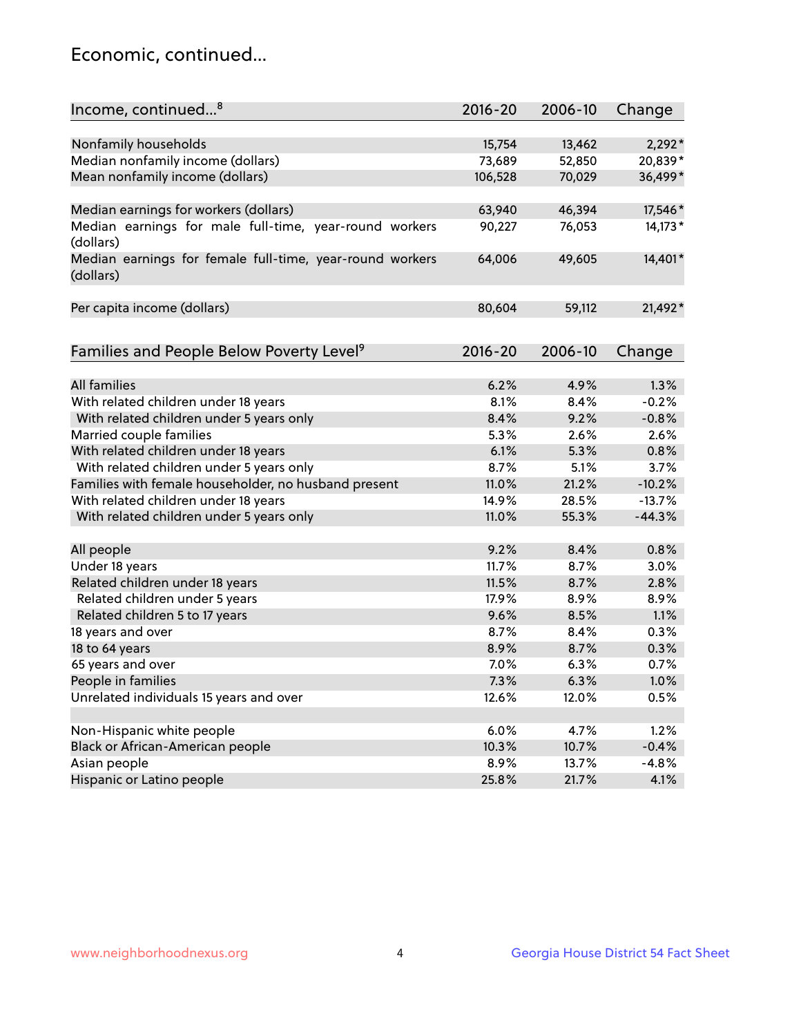## Economic, continued...

| Income, continued...[8] | 2016-20 | 2006-10 | Change |
|---|---|---|---|
| Nonfamily households | 15,754 | 13,462 | 2,292* |
| Median nonfamily income (dollars) | 73,689 | 52,850 | 20,839* |
| Mean nonfamily income (dollars) | 106,528 | 70,029 | 36,499* |
| Median earnings for workers (dollars) | 63,940 | 46,394 | 17,546* |
| Median earnings for male full-time, year-round workers (dollars) | 90,227 | 76,053 | 14,173* |
| Median earnings for female full-time, year-round workers (dollars) | 64,006 | 49,605 | 14,401* |
| Per capita income (dollars) | 80,604 | 59,112 | 21,492* |

| Families and People Below Poverty Level[9] | 2016-20 | 2006-10 | Change |
|---|---|---|---|
| All families | 6.2% | 4.9% | 1.3% |
| With related children under 18 years | 8.1% | 8.4% | -0.2% |
| With related children under 5 years only | 8.4% | 9.2% | -0.8% |
| Married couple families | 5.3% | 2.6% | 2.6% |
| With related children under 18 years | 6.1% | 5.3% | 0.8% |
| With related children under 5 years only | 8.7% | 5.1% | 3.7% |
| Families with female householder, no husband present | 11.0% | 21.2% | -10.2% |
| With related children under 18 years | 14.9% | 28.5% | -13.7% |
| With related children under 5 years only | 11.0% | 55.3% | -44.3% |
| All people | 9.2% | 8.4% | 0.8% |
| Under 18 years | 11.7% | 8.7% | 3.0% |
| Related children under 18 years | 11.5% | 8.7% | 2.8% |
| Related children under 5 years | 17.9% | 8.9% | 8.9% |
| Related children 5 to 17 years | 9.6% | 8.5% | 1.1% |
| 18 years and over | 8.7% | 8.4% | 0.3% |
| 18 to 64 years | 8.9% | 8.7% | 0.3% |
| 65 years and over | 7.0% | 6.3% | 0.7% |
| People in families | 7.3% | 6.3% | 1.0% |
| Unrelated individuals 15 years and over | 12.6% | 12.0% | 0.5% |
| Non-Hispanic white people | 6.0% | 4.7% | 1.2% |
| Black or African-American people | 10.3% | 10.7% | -0.4% |
| Asian people | 8.9% | 13.7% | -4.8% |
| Hispanic or Latino people | 25.8% | 21.7% | 4.1% |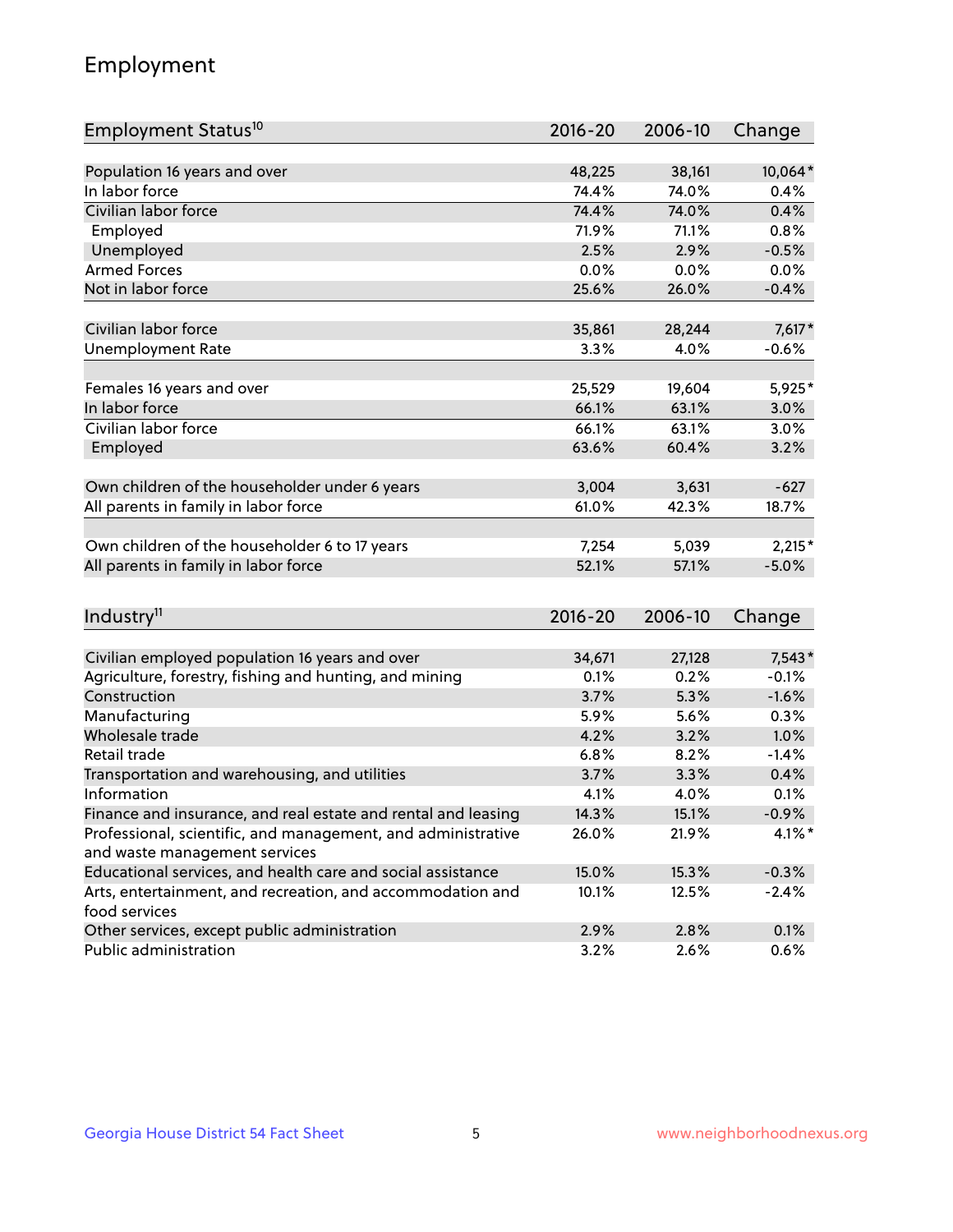## Employment

| Employment Status[10] | 2016-20 | 2006-10 | Change |
|---|---|---|---|
| Population 16 years and over | 48,225 | 38,161 | 10,064* |
| In labor force | 74.4% | 74.0% | 0.4% |
| Civilian labor force | 74.4% | 74.0% | 0.4% |
| Employed | 71.9% | 71.1% | 0.8% |
| Unemployed | 2.5% | 2.9% | -0.5% |
| Armed Forces | 0.0% | 0.0% | 0.0% |
| Not in labor force | 25.6% | 26.0% | -0.4% |
| | | | |
| Civilian labor force | 35,861 | 28,244 | 7,617* |
| Unemployment Rate | 3.3% | 4.0% | -0.6% |
| | | | |
| Females 16 years and over | 25,529 | 19,604 | 5,925* |
| In labor force | 66.1% | 63.1% | 3.0% |
| Civilian labor force | 66.1% | 63.1% | 3.0% |
| Employed | 63.6% | 60.4% | 3.2% |
| | | | |
| Own children of the householder under 6 years | 3,004 | 3,631 | -627 |
| All parents in family in labor force | 61.0% | 42.3% | 18.7% |
| | | | |
| Own children of the householder 6 to 17 years | 7,254 | 5,039 | 2,215* |
| All parents in family in labor force | 52.1% | 57.1% | -5.0% |

| Industry[11] | 2016-20 | 2006-10 | Change |
|---|---|---|---|
| Civilian employed population 16 years and over | 34,671 | 27,128 | 7,543* |
| Agriculture, forestry, fishing and hunting, and mining | 0.1% | 0.2% | -0.1% |
| Construction | 3.7% | 5.3% | -1.6% |
| Manufacturing | 5.9% | 5.6% | 0.3% |
| Wholesale trade | 4.2% | 3.2% | 1.0% |
| Retail trade | 6.8% | 8.2% | -1.4% |
| Transportation and warehousing, and utilities | 3.7% | 3.3% | 0.4% |
| Information | 4.1% | 4.0% | 0.1% |
| Finance and insurance, and real estate and rental and leasing | 14.3% | 15.1% | -0.9% |
| Professional, scientific, and management, and administrative and waste management services | 26.0% | 21.9% | 4.1%* |
| Educational services, and health care and social assistance | 15.0% | 15.3% | -0.3% |
| Arts, entertainment, and recreation, and accommodation and food services | 10.1% | 12.5% | -2.4% |
| Other services, except public administration | 2.9% | 2.8% | 0.1% |
| Public administration | 3.2% | 2.6% | 0.6% |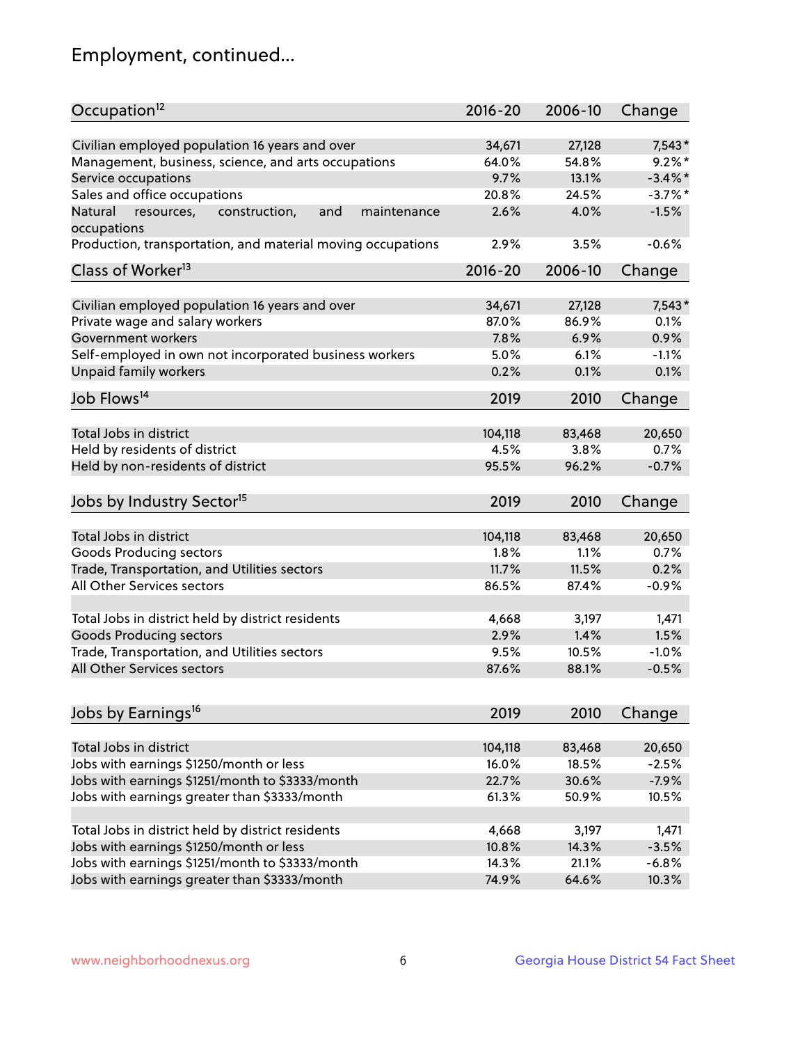# Employment, continued...

| Occupation[12] | 2016-20 | 2006-10 | Change |
|---|---|---|---|
| Civilian employed population 16 years and over | 34,671 | 27,128 | 7,543* |
| Management, business, science, and arts occupations | 64.0% | 54.8% | 9.2%* |
| Service occupations | 9.7% | 13.1% | -3.4%* |
| Sales and office occupations | 20.8% | 24.5% | -3.7%* |
| Natural resources, construction, and maintenance occupations | 2.6% | 4.0% | -1.5% |
| Production, transportation, and material moving occupations | 2.9% | 3.5% | -0.6% |

| Class of Worker[13] | 2016-20 | 2006-10 | Change |
|---|---|---|---|
| Civilian employed population 16 years and over | 34,671 | 27,128 | 7,543* |
| Private wage and salary workers | 87.0% | 86.9% | 0.1% |
| Government workers | 7.8% | 6.9% | 0.9% |
| Self-employed in own not incorporated business workers | 5.0% | 6.1% | -1.1% |
| Unpaid family workers | 0.2% | 0.1% | 0.1% |

| Job Flows[14] | 2019 | 2010 | Change |
|---|---|---|---|
| Total Jobs in district | 104,118 | 83,468 | 20,650 |
| Held by residents of district | 4.5% | 3.8% | 0.7% |
| Held by non-residents of district | 95.5% | 96.2% | -0.7% |

| Jobs by Industry Sector[15] | 2019 | 2010 | Change |
|---|---|---|---|
| Total Jobs in district | 104,118 | 83,468 | 20,650 |
| Goods Producing sectors | 1.8% | 1.1% | 0.7% |
| Trade, Transportation, and Utilities sectors | 11.7% | 11.5% | 0.2% |
| All Other Services sectors | 86.5% | 87.4% | -0.9% |
| | | | |
| Total Jobs in district held by district residents | 4,668 | 3,197 | 1,471 |
| Goods Producing sectors | 2.9% | 1.4% | 1.5% |
| Trade, Transportation, and Utilities sectors | 9.5% | 10.5% | -1.0% |
| All Other Services sectors | 87.6% | 88.1% | -0.5% |

| Jobs by Earnings[16] | 2019 | 2010 | Change |
|---|---|---|---|
| Total Jobs in district | 104,118 | 83,468 | 20,650 |
| Jobs with earnings $1250/month or less | 16.0% | 18.5% | -2.5% |
| Jobs with earnings $1251/month to $3333/month | 22.7% | 30.6% | -7.9% |
| Jobs with earnings greater than $3333/month | 61.3% | 50.9% | 10.5% |
| | | | |
| Total Jobs in district held by district residents | 4,668 | 3,197 | 1,471 |
| Jobs with earnings $1250/month or less | 10.8% | 14.3% | -3.5% |
| Jobs with earnings $1251/month to $3333/month | 14.3% | 21.1% | -6.8% |
| Jobs with earnings greater than $3333/month | 74.9% | 64.6% | 10.3% |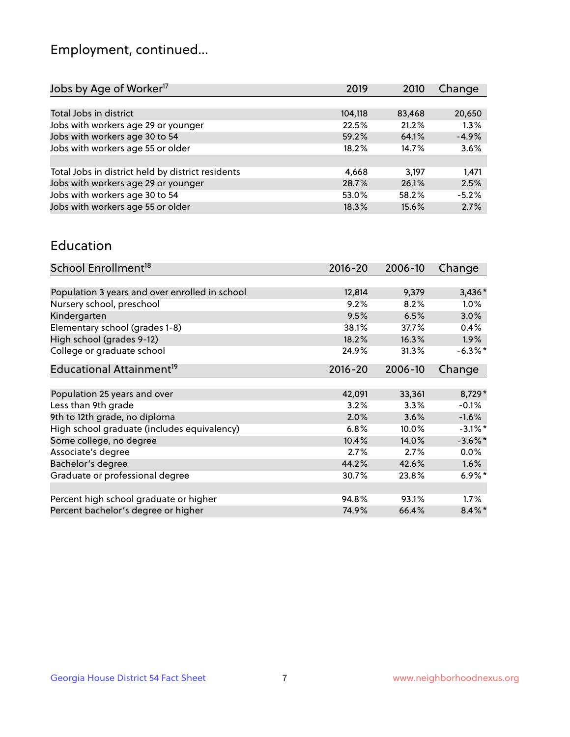# Employment, continued...

| Jobs by Age of Worker[17] | 2019 | 2010 | Change |
|---|---|---|---|
| Total Jobs in district | 104,118 | 83,468 | 20,650 |
| Jobs with workers age 29 or younger | 22.5% | 21.2% | 1.3% |
| Jobs with workers age 30 to 54 | 59.2% | 64.1% | -4.9% |
| Jobs with workers age 55 or older | 18.2% | 14.7% | 3.6% |
| | | | |
| Total Jobs in district held by district residents | 4,668 | 3,197 | 1,471 |
| Jobs with workers age 29 or younger | 28.7% | 26.1% | 2.5% |
| Jobs with workers age 30 to 54 | 53.0% | 58.2% | -5.2% |
| Jobs with workers age 55 or older | 18.3% | 15.6% | 2.7% |

## Education

| School Enrollment[18] | 2016-20 | 2006-10 | Change |
|---|---|---|---|
| Population 3 years and over enrolled in school | 12,814 | 9,379 | 3,436* |
| Nursery school, preschool | 9.2% | 8.2% | 1.0% |
| Kindergarten | 9.5% | 6.5% | 3.0% |
| Elementary school (grades 1-8) | 38.1% | 37.7% | 0.4% |
| High school (grades 9-12) | 18.2% | 16.3% | 1.9% |
| College or graduate school | 24.9% | 31.3% | -6.3%* |

| Educational Attainment[19] | 2016-20 | 2006-10 | Change |
|---|---|---|---|
| Population 25 years and over | 42,091 | 33,361 | 8,729* |
| Less than 9th grade | 3.2% | 3.3% | -0.1% |
| 9th to 12th grade, no diploma | 2.0% | 3.6% | -1.6% |
| High school graduate (includes equivalency) | 6.8% | 10.0% | -3.1%* |
| Some college, no degree | 10.4% | 14.0% | -3.6%* |
| Associate's degree | 2.7% | 2.7% | 0.0% |
| Bachelor's degree | 44.2% | 42.6% | 1.6% |
| Graduate or professional degree | 30.7% | 23.8% | 6.9%* |
| | | | |
| Percent high school graduate or higher | 94.8% | 93.1% | 1.7% |
| Percent bachelor's degree or higher | 74.9% | 66.4% | 8.4%* |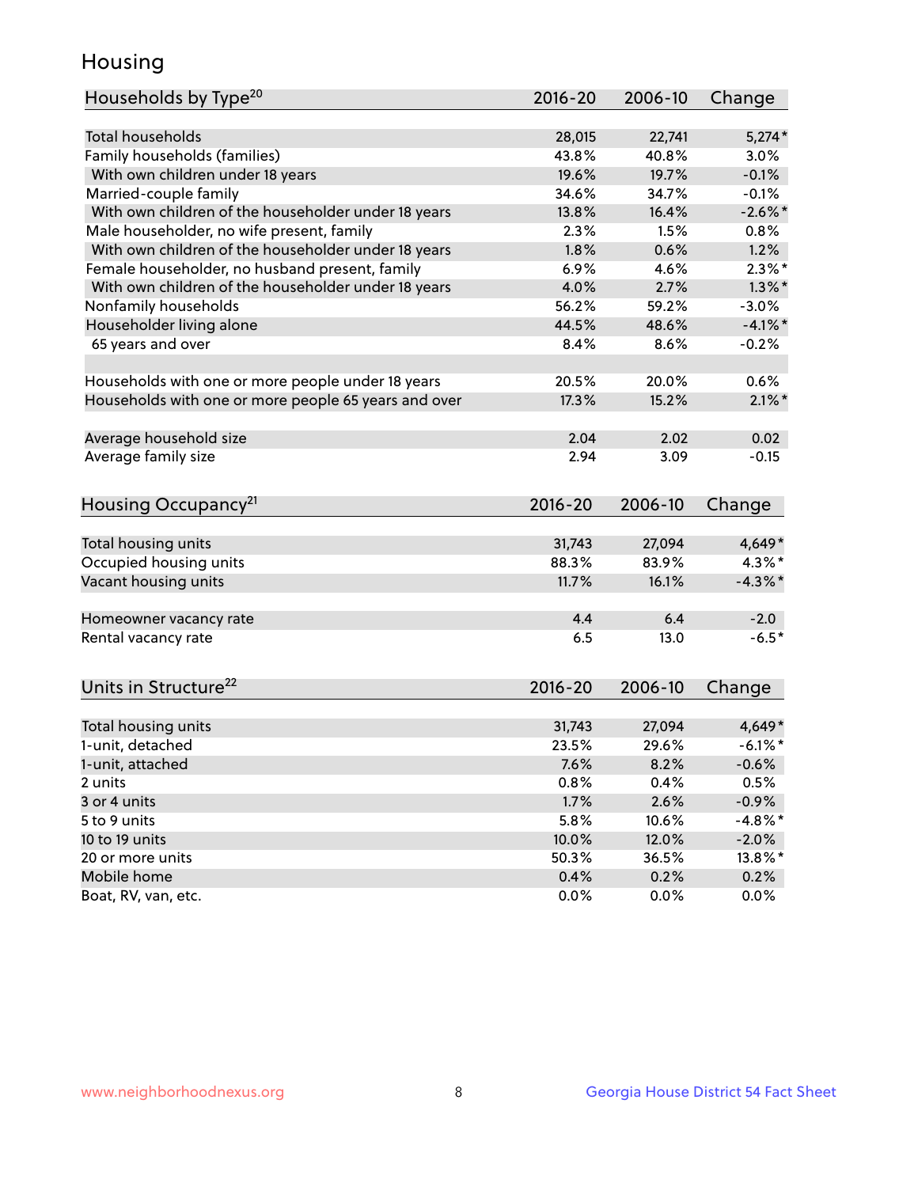# Housing

| Households by Type[20] | 2016-20 | 2006-10 | Change |
|---|---|---|---|
| Total households | 28,015 | 22,741 | 5,274* |
| Family households (families) | 43.8% | 40.8% | 3.0% |
| With own children under 18 years | 19.6% | 19.7% | -0.1% |
| Married-couple family | 34.6% | 34.7% | -0.1% |
| With own children of the householder under 18 years | 13.8% | 16.4% | -2.6%* |
| Male householder, no wife present, family | 2.3% | 1.5% | 0.8% |
| With own children of the householder under 18 years | 1.8% | 0.6% | 1.2% |
| Female householder, no husband present, family | 6.9% | 4.6% | 2.3%* |
| With own children of the householder under 18 years | 4.0% | 2.7% | 1.3%* |
| Nonfamily households | 56.2% | 59.2% | -3.0% |
| Householder living alone | 44.5% | 48.6% | -4.1%* |
| 65 years and over | 8.4% | 8.6% | -0.2% |
| Households with one or more people under 18 years | 20.5% | 20.0% | 0.6% |
| Households with one or more people 65 years and over | 17.3% | 15.2% | 2.1%* |
| Average household size | 2.04 | 2.02 | 0.02 |
| Average family size | 2.94 | 3.09 | -0.15 |

| Housing Occupancy[21] | 2016-20 | 2006-10 | Change |
|---|---|---|---|
| Total housing units | 31,743 | 27,094 | 4,649* |
| Occupied housing units | 88.3% | 83.9% | 4.3%* |
| Vacant housing units | 11.7% | 16.1% | -4.3%* |
| Homeowner vacancy rate | 4.4 | 6.4 | -2.0 |
| Rental vacancy rate | 6.5 | 13.0 | -6.5* |

| Units in Structure[22] | 2016-20 | 2006-10 | Change |
|---|---|---|---|
| Total housing units | 31,743 | 27,094 | 4,649* |
| 1-unit, detached | 23.5% | 29.6% | -6.1%* |
| 1-unit, attached | 7.6% | 8.2% | -0.6% |
| 2 units | 0.8% | 0.4% | 0.5% |
| 3 or 4 units | 1.7% | 2.6% | -0.9% |
| 5 to 9 units | 5.8% | 10.6% | -4.8%* |
| 10 to 19 units | 10.0% | 12.0% | -2.0% |
| 20 or more units | 50.3% | 36.5% | 13.8%* |
| Mobile home | 0.4% | 0.2% | 0.2% |
| Boat, RV, van, etc. | 0.0% | 0.0% | 0.0% |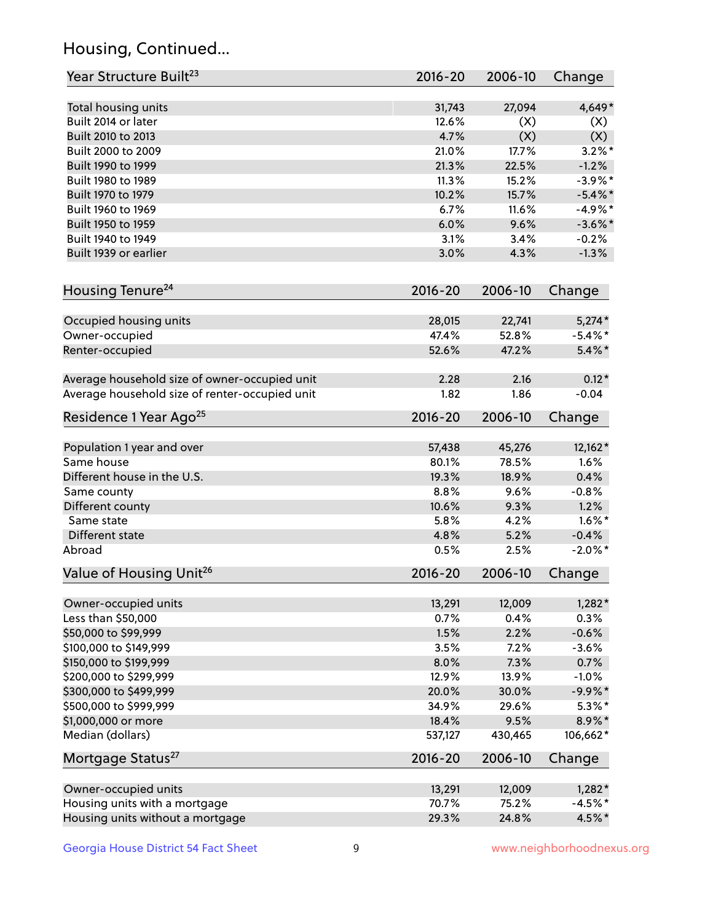## Housing, Continued...

| Year Structure Built[23] | 2016-20 | 2006-10 | Change |
|---|---|---|---|
| Total housing units | 31,743 | 27,094 | 4,649* |
| Built 2014 or later | 12.6% | (X) | (X) |
| Built 2010 to 2013 | 4.7% | (X) | (X) |
| Built 2000 to 2009 | 21.0% | 17.7% | 3.2%* |
| Built 1990 to 1999 | 21.3% | 22.5% | -1.2% |
| Built 1980 to 1989 | 11.3% | 15.2% | -3.9%* |
| Built 1970 to 1979 | 10.2% | 15.7% | -5.4%* |
| Built 1960 to 1969 | 6.7% | 11.6% | -4.9%* |
| Built 1950 to 1959 | 6.0% | 9.6% | -3.6%* |
| Built 1940 to 1949 | 3.1% | 3.4% | -0.2% |
| Built 1939 or earlier | 3.0% | 4.3% | -1.3% |

| Housing Tenure[24] | 2016-20 | 2006-10 | Change |
|---|---|---|---|
| Occupied housing units | 28,015 | 22,741 | 5,274* |
| Owner-occupied | 47.4% | 52.8% | -5.4%* |
| Renter-occupied | 52.6% | 47.2% | 5.4%* |
| Average household size of owner-occupied unit | 2.28 | 2.16 | 0.12* |
| Average household size of renter-occupied unit | 1.82 | 1.86 | -0.04 |

| Residence 1 Year Ago[25] | 2016-20 | 2006-10 | Change |
|---|---|---|---|
| Population 1 year and over | 57,438 | 45,276 | 12,162* |
| Same house | 80.1% | 78.5% | 1.6% |
| Different house in the U.S. | 19.3% | 18.9% | 0.4% |
| Same county | 8.8% | 9.6% | -0.8% |
| Different county | 10.6% | 9.3% | 1.2% |
| Same state | 5.8% | 4.2% | 1.6%* |
| Different state | 4.8% | 5.2% | -0.4% |
| Abroad | 0.5% | 2.5% | -2.0%* |

| Value of Housing Unit[26] | 2016-20 | 2006-10 | Change |
|---|---|---|---|
| Owner-occupied units | 13,291 | 12,009 | 1,282* |
| Less than $50,000 | 0.7% | 0.4% | 0.3% |
| $50,000 to $99,999 | 1.5% | 2.2% | -0.6% |
| $100,000 to $149,999 | 3.5% | 7.2% | -3.6% |
| $150,000 to $199,999 | 8.0% | 7.3% | 0.7% |
| $200,000 to $299,999 | 12.9% | 13.9% | -1.0% |
| $300,000 to $499,999 | 20.0% | 30.0% | -9.9%* |
| $500,000 to $999,999 | 34.9% | 29.6% | 5.3%* |
| $1,000,000 or more | 18.4% | 9.5% | 8.9%* |
| Median (dollars) | 537,127 | 430,465 | 106,662* |

| Mortgage Status[27] | 2016-20 | 2006-10 | Change |
|---|---|---|---|
| Owner-occupied units | 13,291 | 12,009 | 1,282* |
| Housing units with a mortgage | 70.7% | 75.2% | -4.5%* |
| Housing units without a mortgage | 29.3% | 24.8% | 4.5%* |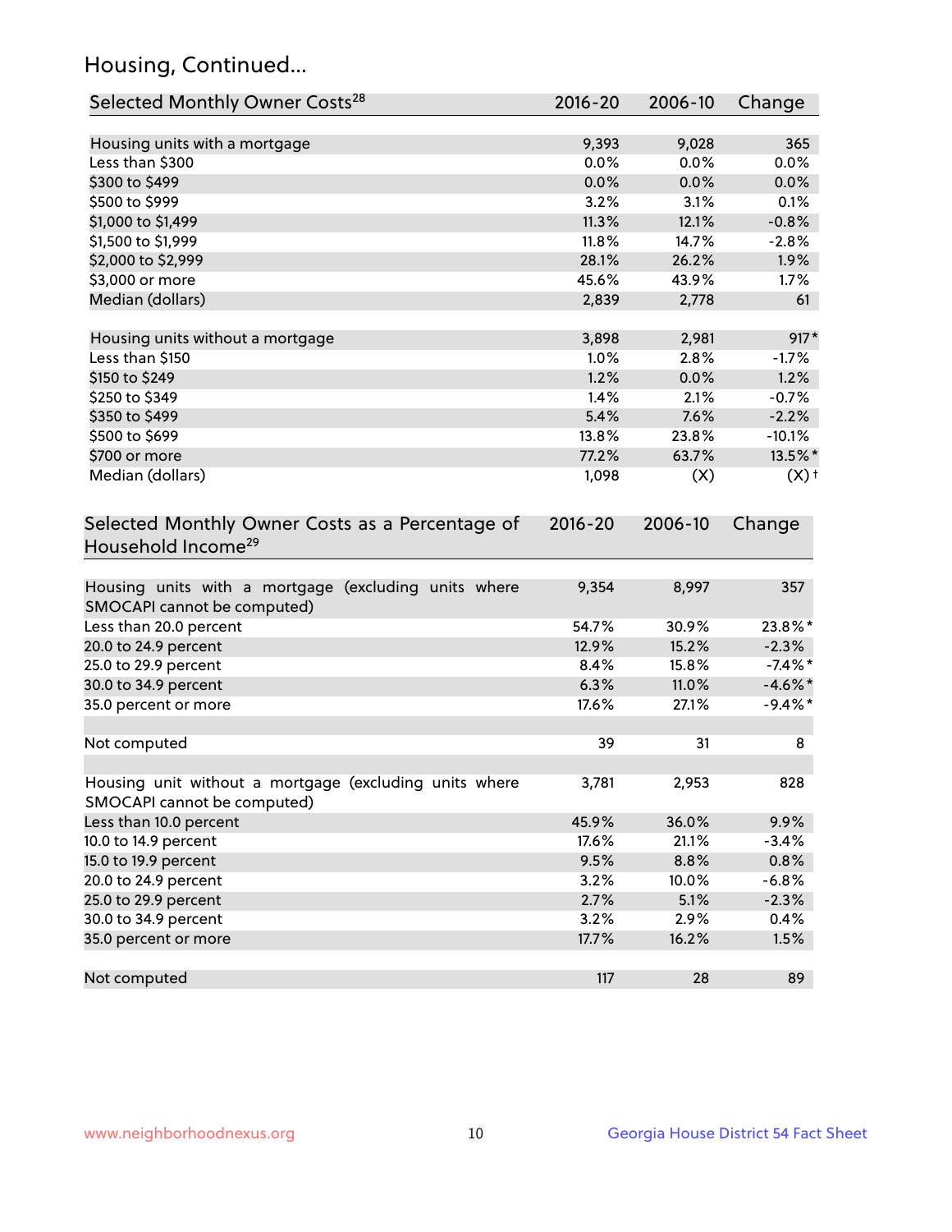## Housing, Continued...

| Selected Monthly Owner Costs[28] | 2016-20 | 2006-10 | Change |
|---|---|---|---|
| Housing units with a mortgage | 9,393 | 9,028 | 365 |
| Less than $300 | 0.0% | 0.0% | 0.0% |
| $300 to $499 | 0.0% | 0.0% | 0.0% |
| $500 to $999 | 3.2% | 3.1% | 0.1% |
| $1,000 to $1,499 | 11.3% | 12.1% | -0.8% |
| $1,500 to $1,999 | 11.8% | 14.7% | -2.8% |
| $2,000 to $2,999 | 28.1% | 26.2% | 1.9% |
| $3,000 or more | 45.6% | 43.9% | 1.7% |
| Median (dollars) | 2,839 | 2,778 | 61 |
| | | | |
| Housing units without a mortgage | 3,898 | 2,981 | 917* |
| Less than $150 | 1.0% | 2.8% | -1.7% |
| $150 to $249 | 1.2% | 0.0% | 1.2% |
| $250 to $349 | 1.4% | 2.1% | -0.7% |
| $350 to $499 | 5.4% | 7.6% | -2.2% |
| $500 to $699 | 13.8% | 23.8% | -10.1% |
| $700 or more | 77.2% | 63.7% | 13.5%* |
| Median (dollars) | 1,098 | (X) | (X)† |

| Selected Monthly Owner Costs as a Percentage of Household Income[29] | 2016-20 | 2006-10 | Change |
|---|---|---|---|
| Housing units with a mortgage (excluding units where SMOCAPI cannot be computed) | 9,354 | 8,997 | 357 |
| Less than 20.0 percent | 54.7% | 30.9% | 23.8%* |
| 20.0 to 24.9 percent | 12.9% | 15.2% | -2.3% |
| 25.0 to 29.9 percent | 8.4% | 15.8% | -7.4%* |
| 30.0 to 34.9 percent | 6.3% | 11.0% | -4.6%* |
| 35.0 percent or more | 17.6% | 27.1% | -9.4%* |
| | | | |
| Not computed | 39 | 31 | 8 |
| | | | |
| Housing unit without a mortgage (excluding units where SMOCAPI cannot be computed) | 3,781 | 2,953 | 828 |
| Less than 10.0 percent | 45.9% | 36.0% | 9.9% |
| 10.0 to 14.9 percent | 17.6% | 21.1% | -3.4% |
| 15.0 to 19.9 percent | 9.5% | 8.8% | 0.8% |
| 20.0 to 24.9 percent | 3.2% | 10.0% | -6.8% |
| 25.0 to 29.9 percent | 2.7% | 5.1% | -2.3% |
| 30.0 to 34.9 percent | 3.2% | 2.9% | 0.4% |
| 35.0 percent or more | 17.7% | 16.2% | 1.5% |
| | | | |
| Not computed | 117 | 28 | 89 |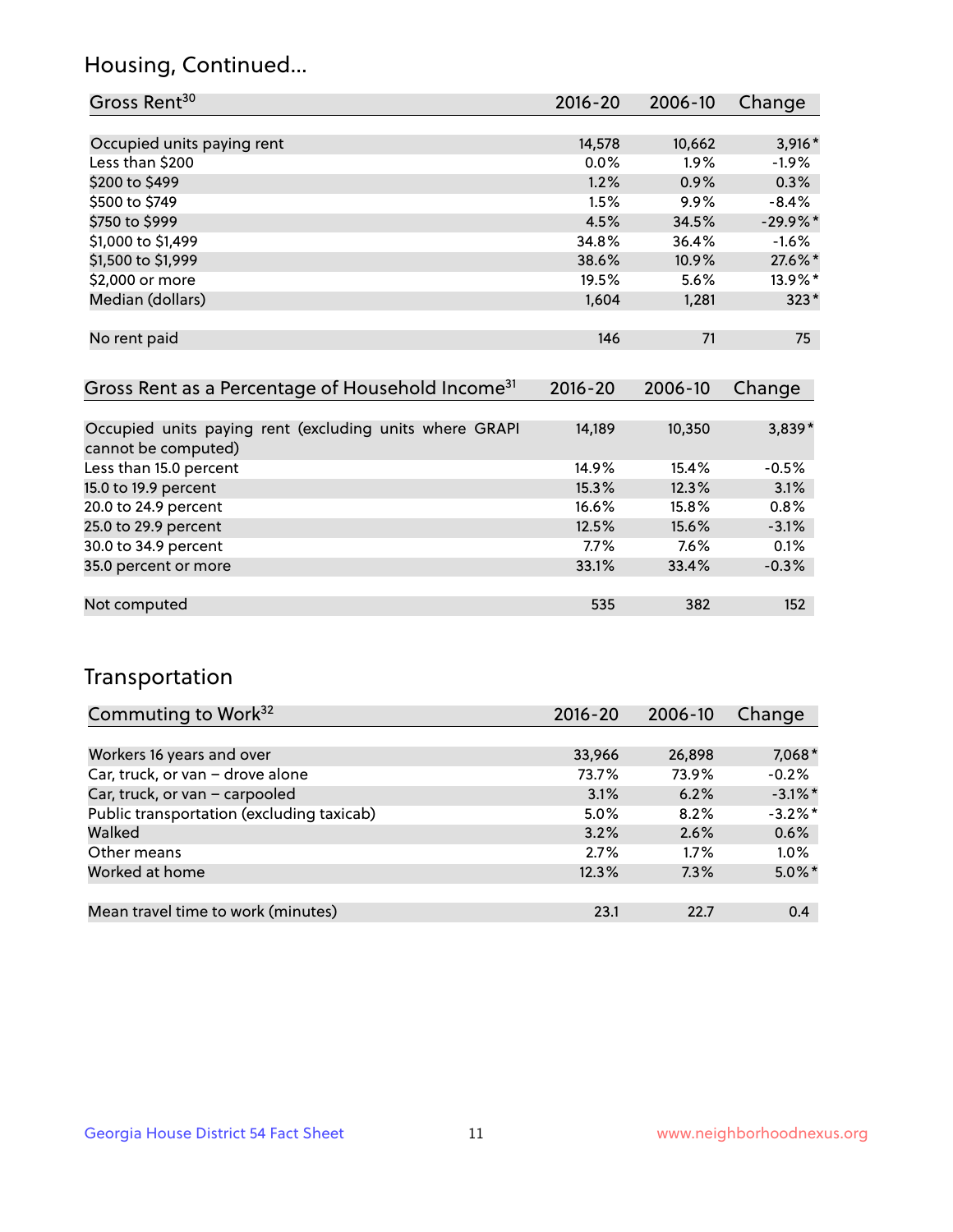## Housing, Continued...

| Gross Rent[30] | 2016-20 | 2006-10 | Change |
|---|---|---|---|
| Occupied units paying rent | 14,578 | 10,662 | 3,916* |
| Less than $200 | 0.0% | 1.9% | -1.9% |
| $200 to $499 | 1.2% | 0.9% | 0.3% |
| $500 to $749 | 1.5% | 9.9% | -8.4% |
| $750 to $999 | 4.5% | 34.5% | -29.9%* |
| $1,000 to $1,499 | 34.8% | 36.4% | -1.6% |
| $1,500 to $1,999 | 38.6% | 10.9% | 27.6%* |
| $2,000 or more | 19.5% | 5.6% | 13.9%* |
| Median (dollars) | 1,604 | 1,281 | 323* |
| No rent paid | 146 | 71 | 75 |

| Gross Rent as a Percentage of Household Income[31] | 2016-20 | 2006-10 | Change |
|---|---|---|---|
| Occupied units paying rent (excluding units where GRAPI cannot be computed) | 14,189 | 10,350 | 3,839* |
| Less than 15.0 percent | 14.9% | 15.4% | -0.5% |
| 15.0 to 19.9 percent | 15.3% | 12.3% | 3.1% |
| 20.0 to 24.9 percent | 16.6% | 15.8% | 0.8% |
| 25.0 to 29.9 percent | 12.5% | 15.6% | -3.1% |
| 30.0 to 34.9 percent | 7.7% | 7.6% | 0.1% |
| 35.0 percent or more | 33.1% | 33.4% | -0.3% |
| Not computed | 535 | 382 | 152 |

## Transportation

| Commuting to Work[32] | 2016-20 | 2006-10 | Change |
|---|---|---|---|
| Workers 16 years and over | 33,966 | 26,898 | 7,068* |
| Car, truck, or van – drove alone | 73.7% | 73.9% | -0.2% |
| Car, truck, or van – carpooled | 3.1% | 6.2% | -3.1%* |
| Public transportation (excluding taxicab) | 5.0% | 8.2% | -3.2%* |
| Walked | 3.2% | 2.6% | 0.6% |
| Other means | 2.7% | 1.7% | 1.0% |
| Worked at home | 12.3% | 7.3% | 5.0%* |
| Mean travel time to work (minutes) | 23.1 | 22.7 | 0.4 |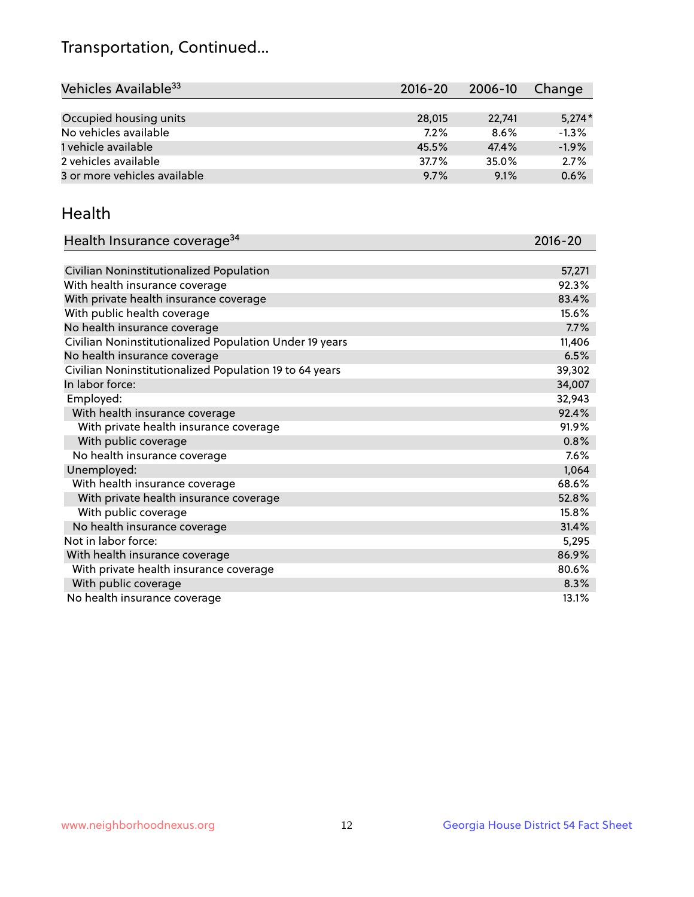# Transportation, Continued...

| Vehicles Available[33] | 2016-20 | 2006-10 | Change |
|---|---|---|---|
| Occupied housing units | 28,015 | 22,741 | 5,274* |
| No vehicles available | 7.2% | 8.6% | -1.3% |
| 1 vehicle available | 45.5% | 47.4% | -1.9% |
| 2 vehicles available | 37.7% | 35.0% | 2.7% |
| 3 or more vehicles available | 9.7% | 9.1% | 0.6% |

## Health

| Health Insurance coverage[34] | 2016-20 |
|---|---|
| Civilian Noninstitutionalized Population | 57,271 |
| With health insurance coverage | 92.3% |
| With private health insurance coverage | 83.4% |
| With public health coverage | 15.6% |
| No health insurance coverage | 7.7% |
| Civilian Noninstitutionalized Population Under 19 years | 11,406 |
| No health insurance coverage | 6.5% |
| Civilian Noninstitutionalized Population 19 to 64 years | 39,302 |
| In labor force: | 34,007 |
| Employed: | 32,943 |
| With health insurance coverage | 92.4% |
| With private health insurance coverage | 91.9% |
| With public coverage | 0.8% |
| No health insurance coverage | 7.6% |
| Unemployed: | 1,064 |
| With health insurance coverage | 68.6% |
| With private health insurance coverage | 52.8% |
| With public coverage | 15.8% |
| No health insurance coverage | 31.4% |
| Not in labor force: | 5,295 |
| With health insurance coverage | 86.9% |
| With private health insurance coverage | 80.6% |
| With public coverage | 8.3% |
| No health insurance coverage | 13.1% |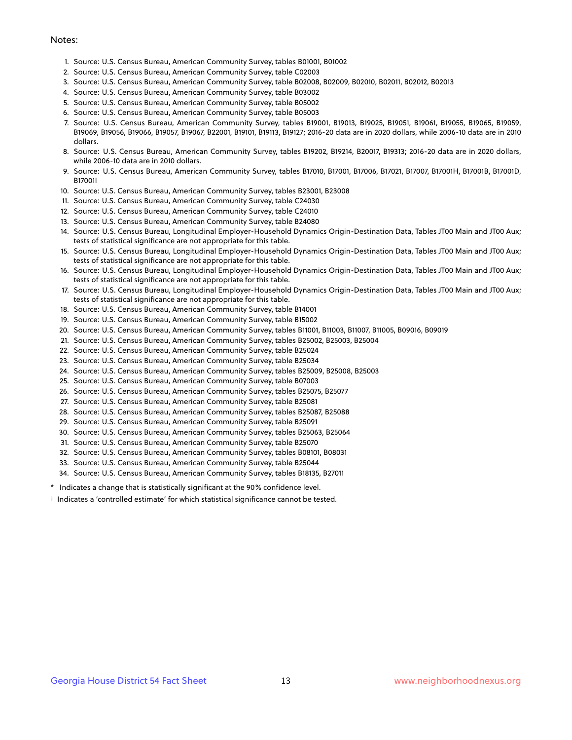Notes:

1. Source: U.S. Census Bureau, American Community Survey, tables B01001, B01002
2. Source: U.S. Census Bureau, American Community Survey, table C02003
3. Source: U.S. Census Bureau, American Community Survey, table B02008, B02009, B02010, B02011, B02012, B02013
4. Source: U.S. Census Bureau, American Community Survey, table B03002
5. Source: U.S. Census Bureau, American Community Survey, table B05002
6. Source: U.S. Census Bureau, American Community Survey, table B05003
7. Source: U.S. Census Bureau, American Community Survey, tables B19001, B19013, B19025, B19051, B19061, B19055, B19065, B19059, B19069, B19056, B19066, B19057, B19067, B22001, B19101, B19113, B19127; 2016-20 data are in 2020 dollars, while 2006-10 data are in 2010 dollars.
8. Source: U.S. Census Bureau, American Community Survey, tables B19202, B19214, B20017, B19313; 2016-20 data are in 2020 dollars, while 2006-10 data are in 2010 dollars.
9. Source: U.S. Census Bureau, American Community Survey, tables B17010, B17001, B17006, B17021, B17007, B17001H, B17001B, B17001D, B17001I
10. Source: U.S. Census Bureau, American Community Survey, tables B23001, B23008
11. Source: U.S. Census Bureau, American Community Survey, table C24030
12. Source: U.S. Census Bureau, American Community Survey, table C24010
13. Source: U.S. Census Bureau, American Community Survey, table B24080
14. Source: U.S. Census Bureau, Longitudinal Employer-Household Dynamics Origin-Destination Data, Tables JT00 Main and JT00 Aux; tests of statistical significance are not appropriate for this table.
15. Source: U.S. Census Bureau, Longitudinal Employer-Household Dynamics Origin-Destination Data, Tables JT00 Main and JT00 Aux; tests of statistical significance are not appropriate for this table.
16. Source: U.S. Census Bureau, Longitudinal Employer-Household Dynamics Origin-Destination Data, Tables JT00 Main and JT00 Aux; tests of statistical significance are not appropriate for this table.
17. Source: U.S. Census Bureau, Longitudinal Employer-Household Dynamics Origin-Destination Data, Tables JT00 Main and JT00 Aux; tests of statistical significance are not appropriate for this table.
18. Source: U.S. Census Bureau, American Community Survey, table B14001
19. Source: U.S. Census Bureau, American Community Survey, table B15002
20. Source: U.S. Census Bureau, American Community Survey, tables B11001, B11003, B11007, B11005, B09016, B09019
21. Source: U.S. Census Bureau, American Community Survey, tables B25002, B25003, B25004
22. Source: U.S. Census Bureau, American Community Survey, table B25024
23. Source: U.S. Census Bureau, American Community Survey, table B25034
24. Source: U.S. Census Bureau, American Community Survey, tables B25009, B25008, B25003
25. Source: U.S. Census Bureau, American Community Survey, table B07003
26. Source: U.S. Census Bureau, American Community Survey, tables B25075, B25077
27. Source: U.S. Census Bureau, American Community Survey, table B25081
28. Source: U.S. Census Bureau, American Community Survey, tables B25087, B25088
29. Source: U.S. Census Bureau, American Community Survey, table B25091
30. Source: U.S. Census Bureau, American Community Survey, tables B25063, B25064
31. Source: U.S. Census Bureau, American Community Survey, table B25070
32. Source: U.S. Census Bureau, American Community Survey, tables B08101, B08031
33. Source: U.S. Census Bureau, American Community Survey, table B25044
34. Source: U.S. Census Bureau, American Community Survey, tables B18135, B27011

\* Indicates a change that is statistically significant at the 90% confidence level.

† Indicates a 'controlled estimate' for which statistical significance cannot be tested.